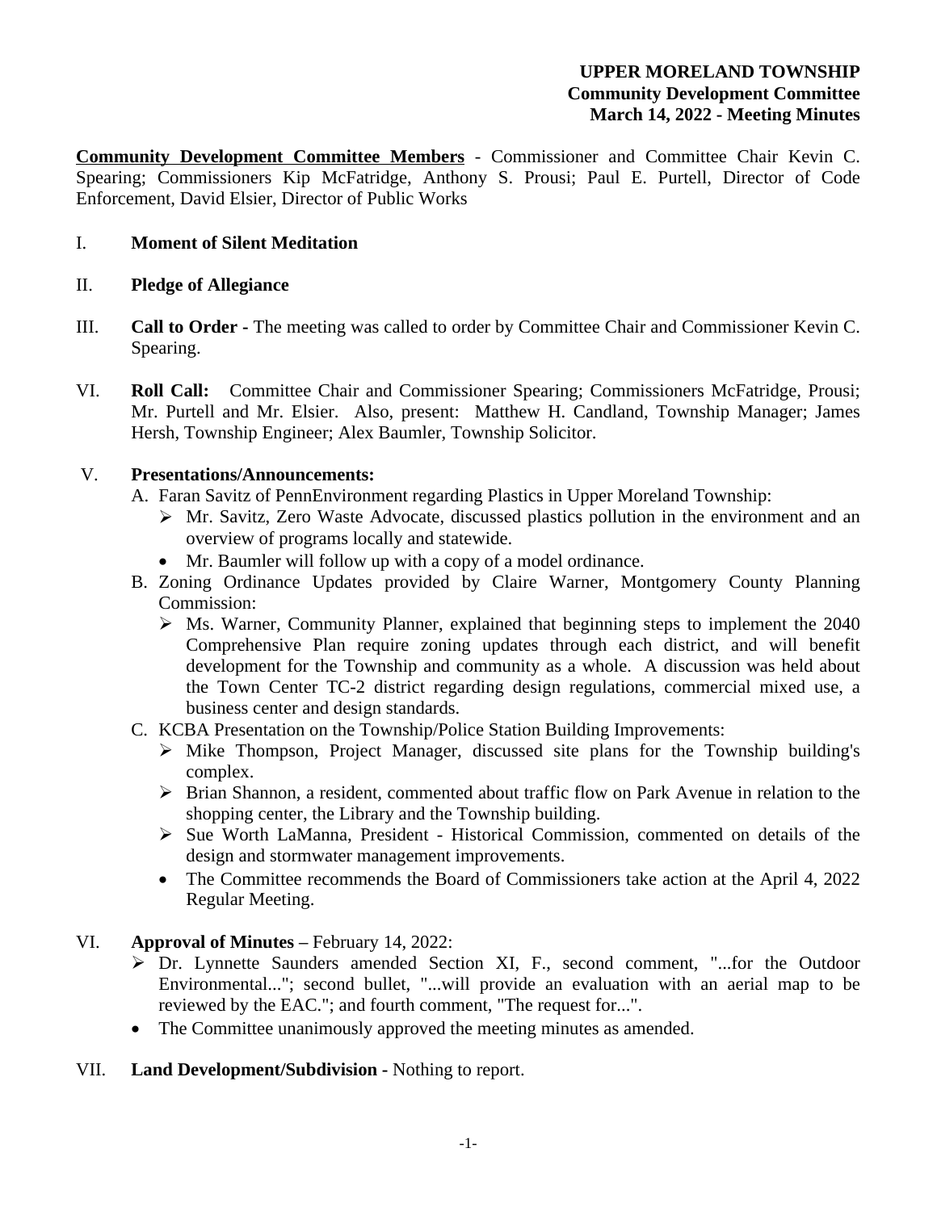**UPPER MORELAND TOWNSHIP**
**Community Development Committee**
**March 14, 2022 - Meeting Minutes**

**Community Development Committee Members** - Commissioner and Committee Chair Kevin C. Spearing; Commissioners Kip McFatridge, Anthony S. Prousi; Paul E. Purtell, Director of Code Enforcement, David Elsier, Director of Public Works

I. **Moment of Silent Meditation**

II. **Pledge of Allegiance**

III. **Call to Order -** The meeting was called to order by Committee Chair and Commissioner Kevin C. Spearing.

VI. **Roll Call:** Committee Chair and Commissioner Spearing; Commissioners McFatridge, Prousi; Mr. Purtell and Mr. Elsier. Also, present: Matthew H. Candland, Township Manager; James Hersh, Township Engineer; Alex Baumler, Township Solicitor.

V. **Presentations/Announcements:**

A. Faran Savitz of PennEnvironment regarding Plastics in Upper Moreland Township:
   - ➢ Mr. Savitz, Zero Waste Advocate, discussed plastics pollution in the environment and an overview of programs locally and statewide.
   - Mr. Baumler will follow up with a copy of a model ordinance.

B. Zoning Ordinance Updates provided by Claire Warner, Montgomery County Planning Commission:
   - ➢ Ms. Warner, Community Planner, explained that beginning steps to implement the 2040 Comprehensive Plan require zoning updates through each district, and will benefit development for the Township and community as a whole. A discussion was held about the Town Center TC-2 district regarding design regulations, commercial mixed use, a business center and design standards.

C. KCBA Presentation on the Township/Police Station Building Improvements:
   - ➢ Mike Thompson, Project Manager, discussed site plans for the Township building's complex.
   - ➢ Brian Shannon, a resident, commented about traffic flow on Park Avenue in relation to the shopping center, the Library and the Township building.
   - ➢ Sue Worth LaManna, President - Historical Commission, commented on details of the design and stormwater management improvements.
   - The Committee recommends the Board of Commissioners take action at the April 4, 2022 Regular Meeting.

VI. **Approval of Minutes –** February 14, 2022:
   - ➢ Dr. Lynnette Saunders amended Section XI, F., second comment, "...for the Outdoor Environmental..."; second bullet, "...will provide an evaluation with an aerial map to be reviewed by the EAC."; and fourth comment, "The request for...".
   - The Committee unanimously approved the meeting minutes as amended.

VII. **Land Development/Subdivision -** Nothing to report.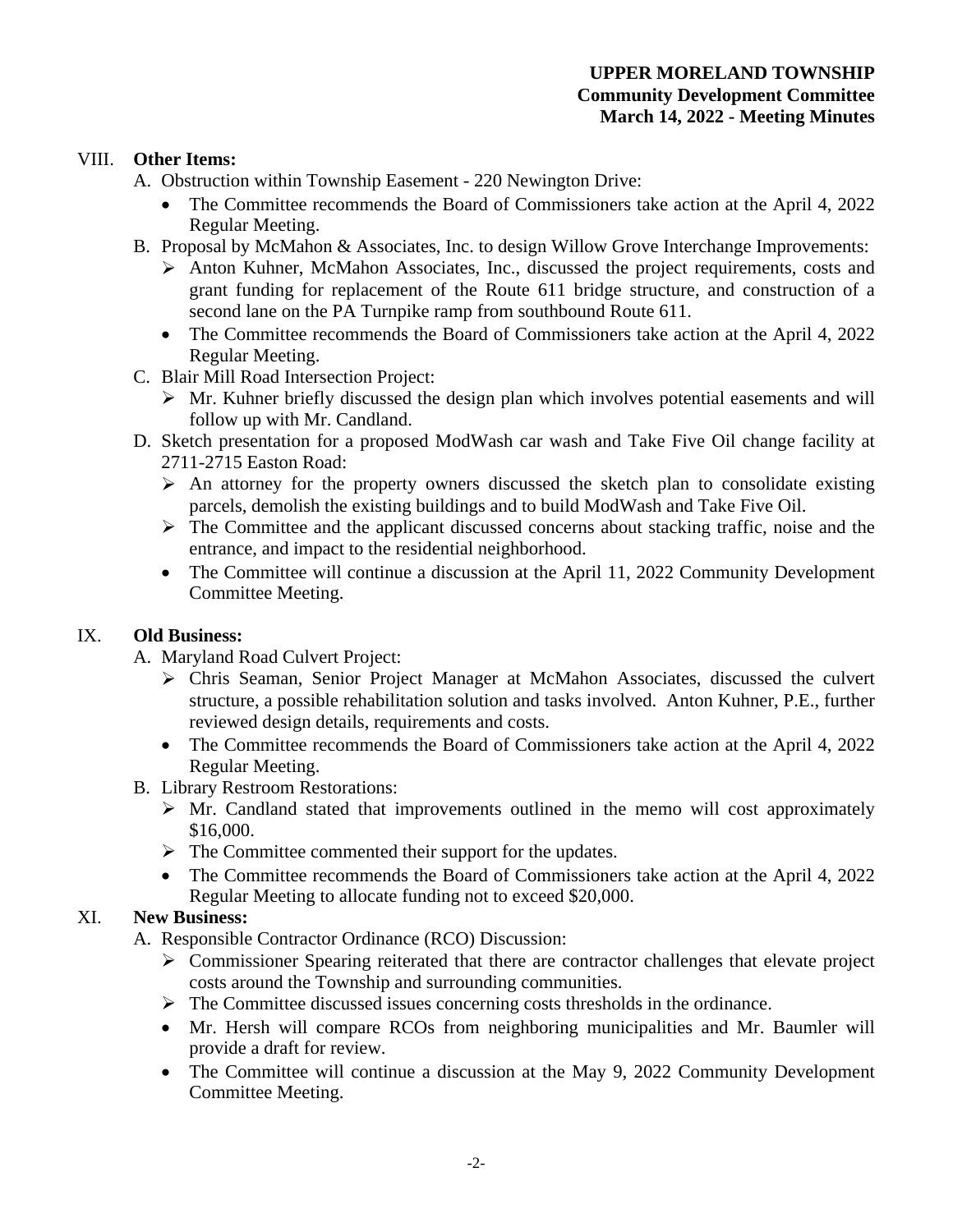**UPPER MORELAND TOWNSHIP**
**Community Development Committee**
**March 14, 2022 - Meeting Minutes**

VIII. **Other Items:**

A. Obstruction within Township Easement - 220 Newington Drive:
   - The Committee recommends the Board of Commissioners take action at the April 4, 2022 Regular Meeting.

B. Proposal by McMahon & Associates, Inc. to design Willow Grove Interchange Improvements:
   - Anton Kuhner, McMahon Associates, Inc., discussed the project requirements, costs and grant funding for replacement of the Route 611 bridge structure, and construction of a second lane on the PA Turnpike ramp from southbound Route 611.
   - The Committee recommends the Board of Commissioners take action at the April 4, 2022 Regular Meeting.

C. Blair Mill Road Intersection Project:
   - Mr. Kuhner briefly discussed the design plan which involves potential easements and will follow up with Mr. Candland.

D. Sketch presentation for a proposed ModWash car wash and Take Five Oil change facility at 2711-2715 Easton Road:
   - An attorney for the property owners discussed the sketch plan to consolidate existing parcels, demolish the existing buildings and to build ModWash and Take Five Oil.
   - The Committee and the applicant discussed concerns about stacking traffic, noise and the entrance, and impact to the residential neighborhood.
   - The Committee will continue a discussion at the April 11, 2022 Community Development Committee Meeting.

IX. **Old Business:**

A. Maryland Road Culvert Project:
   - Chris Seaman, Senior Project Manager at McMahon Associates, discussed the culvert structure, a possible rehabilitation solution and tasks involved. Anton Kuhner, P.E., further reviewed design details, requirements and costs.
   - The Committee recommends the Board of Commissioners take action at the April 4, 2022 Regular Meeting.

B. Library Restroom Restorations:
   - Mr. Candland stated that improvements outlined in the memo will cost approximately $16,000.
   - The Committee commented their support for the updates.
   - The Committee recommends the Board of Commissioners take action at the April 4, 2022 Regular Meeting to allocate funding not to exceed $20,000.

XI. **New Business:**

A. Responsible Contractor Ordinance (RCO) Discussion:
   - Commissioner Spearing reiterated that there are contractor challenges that elevate project costs around the Township and surrounding communities.
   - The Committee discussed issues concerning costs thresholds in the ordinance.
   - Mr. Hersh will compare RCOs from neighboring municipalities and Mr. Baumler will provide a draft for review.
   - The Committee will continue a discussion at the May 9, 2022 Community Development Committee Meeting.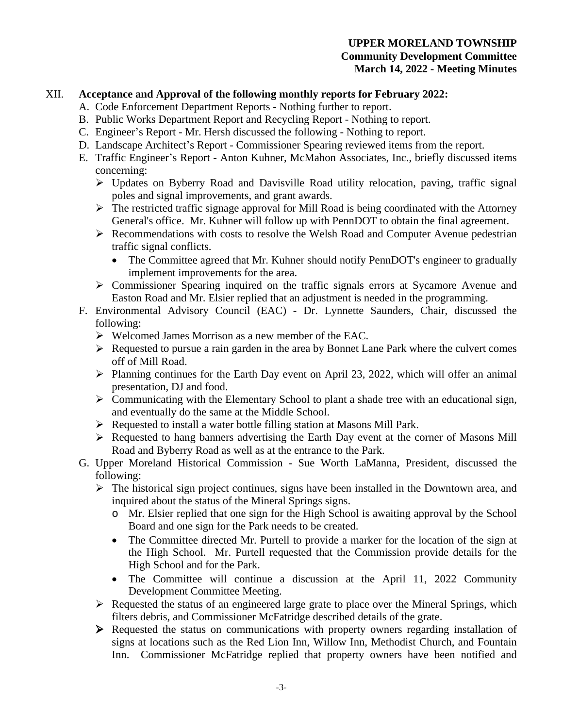XII. **Acceptance and Approval of the following monthly reports for February 2022:**

A. Code Enforcement Department Reports - Nothing further to report.

B. Public Works Department Report and Recycling Report - Nothing to report.

C. Engineer's Report - Mr. Hersh discussed the following - Nothing to report.

D. Landscape Architect's Report - Commissioner Spearing reviewed items from the report.

E. Traffic Engineer's Report - Anton Kuhner, McMahon Associates, Inc., briefly discussed items concerning:

- Updates on Byberry Road and Davisville Road utility relocation, paving, traffic signal poles and signal improvements, and grant awards.
- The restricted traffic signage approval for Mill Road is being coordinated with the Attorney General's office. Mr. Kuhner will follow up with PennDOT to obtain the final agreement.
- Recommendations with costs to resolve the Welsh Road and Computer Avenue pedestrian traffic signal conflicts.
  - The Committee agreed that Mr. Kuhner should notify PennDOT's engineer to gradually implement improvements for the area.
- Commissioner Spearing inquired on the traffic signals errors at Sycamore Avenue and Easton Road and Mr. Elsier replied that an adjustment is needed in the programming.

F. Environmental Advisory Council (EAC) - Dr. Lynnette Saunders, Chair, discussed the following:

- Welcomed James Morrison as a new member of the EAC.
- Requested to pursue a rain garden in the area by Bonnet Lane Park where the culvert comes off of Mill Road.
- Planning continues for the Earth Day event on April 23, 2022, which will offer an animal presentation, DJ and food.
- Communicating with the Elementary School to plant a shade tree with an educational sign, and eventually do the same at the Middle School.
- Requested to install a water bottle filling station at Masons Mill Park.
- Requested to hang banners advertising the Earth Day event at the corner of Masons Mill Road and Byberry Road as well as at the entrance to the Park.

G. Upper Moreland Historical Commission - Sue Worth LaManna, President, discussed the following:

- The historical sign project continues, signs have been installed in the Downtown area, and inquired about the status of the Mineral Springs signs.
  - Mr. Elsier replied that one sign for the High School is awaiting approval by the School Board and one sign for the Park needs to be created.
  - The Committee directed Mr. Purtell to provide a marker for the location of the sign at the High School. Mr. Purtell requested that the Commission provide details for the High School and for the Park.
  - The Committee will continue a discussion at the April 11, 2022 Community Development Committee Meeting.
- Requested the status of an engineered large grate to place over the Mineral Springs, which filters debris, and Commissioner McFatridge described details of the grate.
- Requested the status on communications with property owners regarding installation of signs at locations such as the Red Lion Inn, Willow Inn, Methodist Church, and Fountain Inn. Commissioner McFatridge replied that property owners have been notified and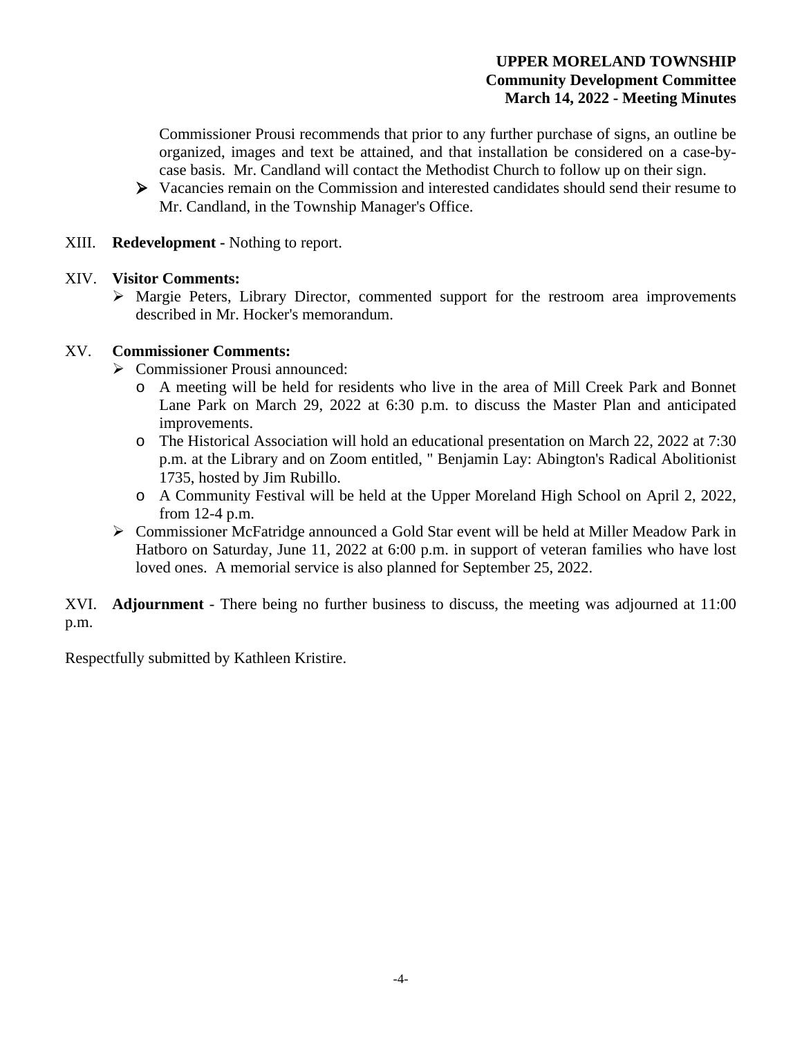Commissioner Prousi recommends that prior to any further purchase of signs, an outline be organized, images and text be attained, and that installation be considered on a case-by-case basis. Mr. Candland will contact the Methodist Church to follow up on their sign.

- Vacancies remain on the Commission and interested candidates should send their resume to Mr. Candland, in the Township Manager's Office.

XIII. **Redevelopment -** Nothing to report.

XIV. **Visitor Comments:**

- Margie Peters, Library Director, commented support for the restroom area improvements described in Mr. Hocker's memorandum.

XV. **Commissioner Comments:**

- Commissioner Prousi announced:
  - A meeting will be held for residents who live in the area of Mill Creek Park and Bonnet Lane Park on March 29, 2022 at 6:30 p.m. to discuss the Master Plan and anticipated improvements.
  - The Historical Association will hold an educational presentation on March 22, 2022 at 7:30 p.m. at the Library and on Zoom entitled, " Benjamin Lay: Abington's Radical Abolitionist 1735, hosted by Jim Rubillo.
  - A Community Festival will be held at the Upper Moreland High School on April 2, 2022, from 12-4 p.m.
- Commissioner McFatridge announced a Gold Star event will be held at Miller Meadow Park in Hatboro on Saturday, June 11, 2022 at 6:00 p.m. in support of veteran families who have lost loved ones. A memorial service is also planned for September 25, 2022.

XVI. **Adjournment** - There being no further business to discuss, the meeting was adjourned at 11:00 p.m.

Respectfully submitted by Kathleen Kristire.